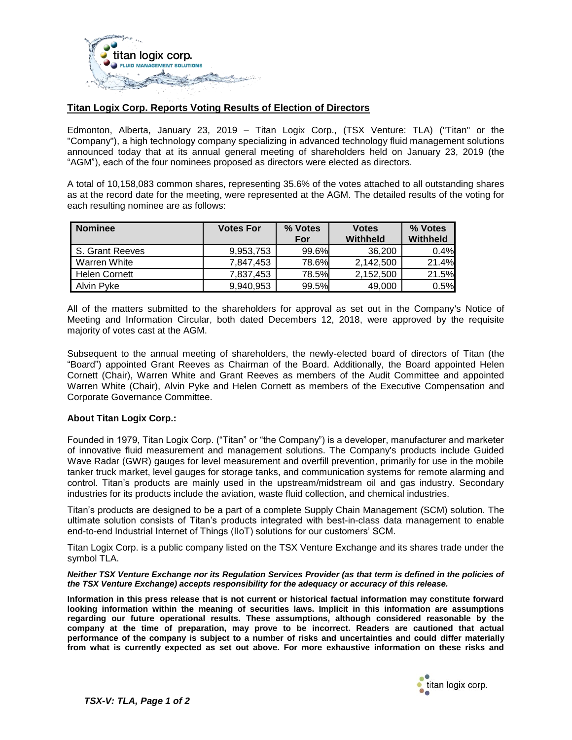## Titan Logix Corp. Reports Voting Results of Election of Directors

Edmonton, Alberta, January 23, 2019 – Titan Logix Corp., (TSX Venture: TLA) ("Titan" or the "Company"), a high technology company specializing in advanced technology fluid management solutions announced today that at its annual general meeting of shareholders held on January 23, 2019 (the "AGM"), each of the four nominees proposed as directors were elected as directors.

A total of 10,158,083 common shares, representing 35.6% of the votes attached to all outstanding shares as at the record date for the meeting, were represented at the AGM. The detailed results of the voting for each resulting nominee are as follows:

| Nominee | Votes For | % Votes For | Votes Withheld | % Votes Withheld |
|---|---|---|---|---|
| S. Grant Reeves | 9,953,753 | 99.6% | 36,200 | 0.4% |
| Warren White | 7,847,453 | 78.6% | 2,142,500 | 21.4% |
| Helen Cornett | 7,837,453 | 78.5% | 2,152,500 | 21.5% |
| Alvin Pyke | 9,940,953 | 99.5% | 49,000 | 0.5% |

All of the matters submitted to the shareholders for approval as set out in the Company's Notice of Meeting and Information Circular, both dated Decembers 12, 2018, were approved by the requisite majority of votes cast at the AGM.

Subsequent to the annual meeting of shareholders, the newly-elected board of directors of Titan (the "Board") appointed Grant Reeves as Chairman of the Board. Additionally, the Board appointed Helen Cornett (Chair), Warren White and Grant Reeves as members of the Audit Committee and appointed Warren White (Chair), Alvin Pyke and Helen Cornett as members of the Executive Compensation and Corporate Governance Committee.

**About Titan Logix Corp.:**

Founded in 1979, Titan Logix Corp. ("Titan" or "the Company") is a developer, manufacturer and marketer of innovative fluid measurement and management solutions. The Company's products include Guided Wave Radar (GWR) gauges for level measurement and overfill prevention, primarily for use in the mobile tanker truck market, level gauges for storage tanks, and communication systems for remote alarming and control. Titan's products are mainly used in the upstream/midstream oil and gas industry. Secondary industries for its products include the aviation, waste fluid collection, and chemical industries.

Titan's products are designed to be a part of a complete Supply Chain Management (SCM) solution. The ultimate solution consists of Titan's products integrated with best-in-class data management to enable end-to-end Industrial Internet of Things (IIoT) solutions for our customers' SCM.

Titan Logix Corp. is a public company listed on the TSX Venture Exchange and its shares trade under the symbol TLA.

***Neither TSX Venture Exchange nor its Regulation Services Provider (as that term is defined in the policies of the TSX Venture Exchange) accepts responsibility for the adequacy or accuracy of this release.***

**Information in this press release that is not current or historical factual information may constitute forward looking information within the meaning of securities laws. Implicit in this information are assumptions regarding our future operational results. These assumptions, although considered reasonable by the company at the time of preparation, may prove to be incorrect. Readers are cautioned that actual performance of the company is subject to a number of risks and uncertainties and could differ materially from what is currently expected as set out above. For more exhaustive information on these risks and**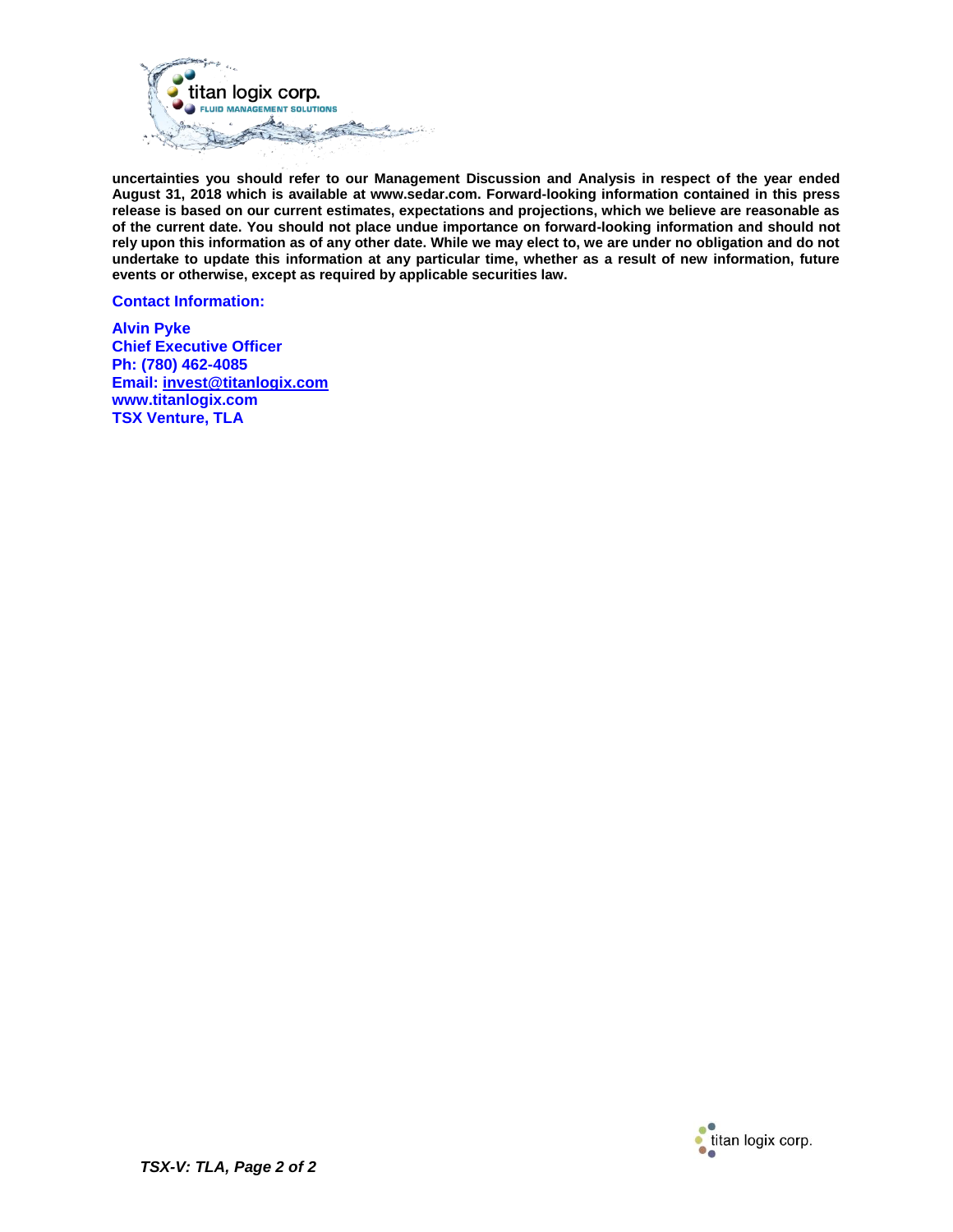**uncertainties you should refer to our Management Discussion and Analysis in respect of the year ended August 31, 2018 which is available at www.sedar.com. Forward-looking information contained in this press release is based on our current estimates, expectations and projections, which we believe are reasonable as of the current date. You should not place undue importance on forward-looking information and should not rely upon this information as of any other date. While we may elect to, we are under no obligation and do not undertake to update this information at any particular time, whether as a result of new information, future events or otherwise, except as required by applicable securities law.**

**Contact Information:**

**Alvin Pyke**
**Chief Executive Officer**
**Ph: (780) 462-4085**
**Email: invest@titanlogix.com**
**www.titanlogix.com**
**TSX Venture, TLA**